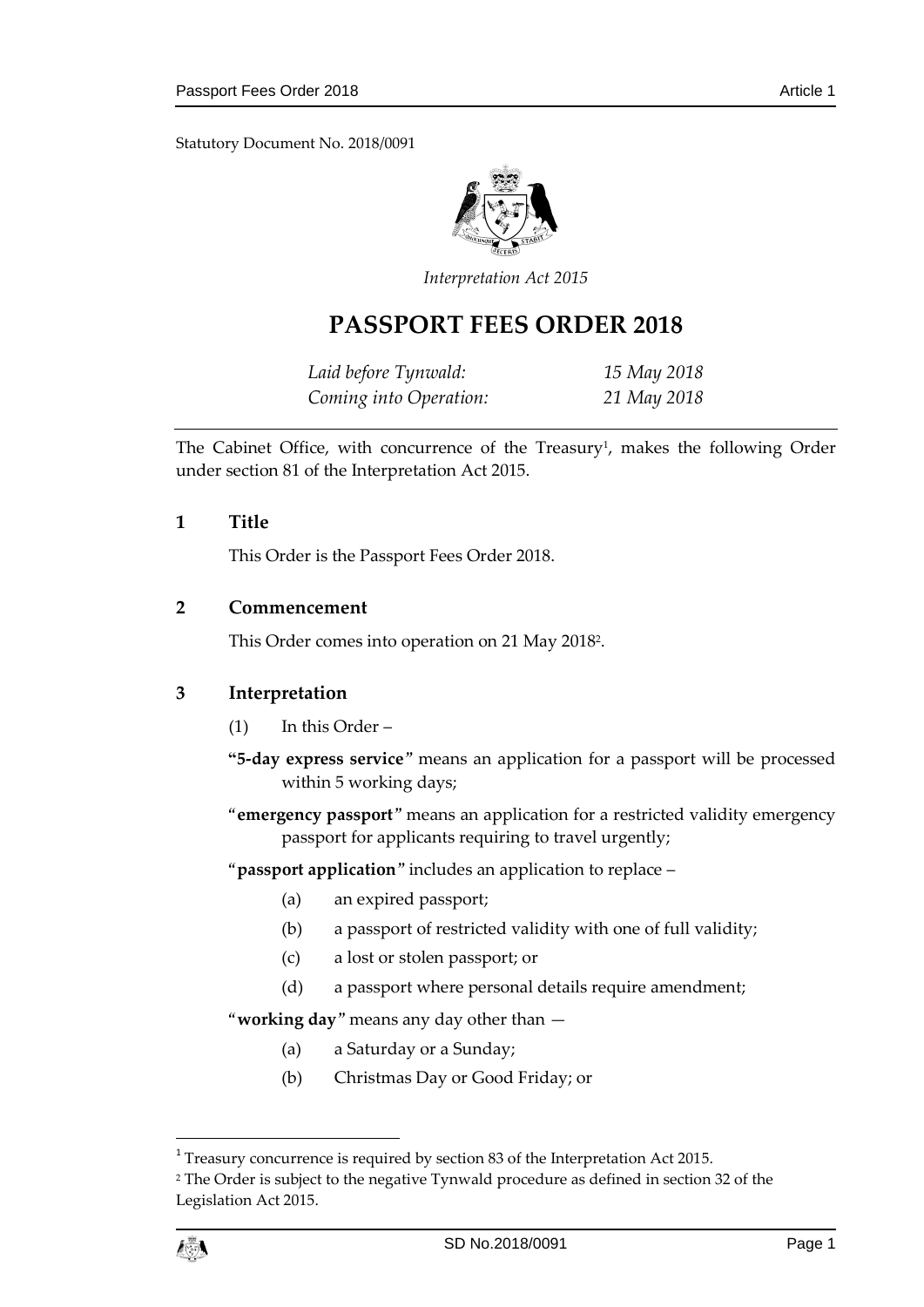Statutory Document No. 2018/0091

*Interpretation Act 2015*

# PASSPORT FEES ORDER 2018

| | |
|---|---|
| *Laid before Tynwald:* | *15 May 2018* |
| *Coming into Operation:* | *21 May 2018* |

The Cabinet Office, with concurrence of the Treasury[1], makes the following Order under section 81 of the Interpretation Act 2015.

## 1 Title

This Order is the Passport Fees Order 2018.

## 2 Commencement

This Order comes into operation on 21 May 2018[2].

## 3 Interpretation

(1) In this Order –

**"5-day express service"** means an application for a passport will be processed within 5 working days;

"**emergency passport**" means an application for a restricted validity emergency passport for applicants requiring to travel urgently;

"**passport application**" includes an application to replace –

(a) an expired passport;

(b) a passport of restricted validity with one of full validity;

(c) a lost or stolen passport; or

(d) a passport where personal details require amendment;

"**working day**" means any day other than —

(a) a Saturday or a Sunday;

(b) Christmas Day or Good Friday; or

---

[1] Treasury concurrence is required by section 83 of the Interpretation Act 2015.

[2] The Order is subject to the negative Tynwald procedure as defined in section 32 of the Legislation Act 2015.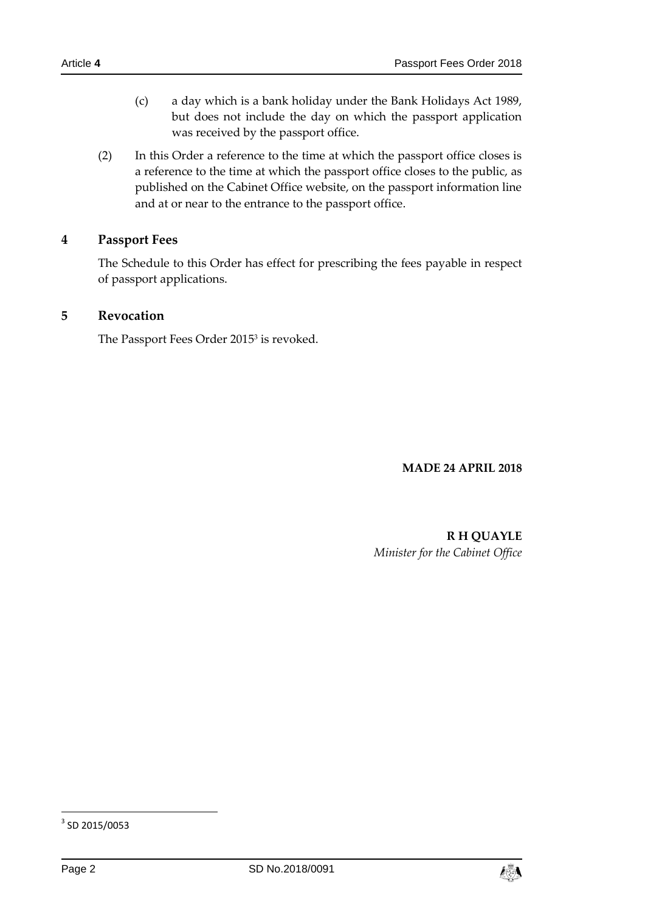(c) a day which is a bank holiday under the Bank Holidays Act 1989, but does not include the day on which the passport application was received by the passport office.

(2) In this Order a reference to the time at which the passport office closes is a reference to the time at which the passport office closes to the public, as published on the Cabinet Office website, on the passport information line and at or near to the entrance to the passport office.

## 4 Passport Fees

The Schedule to this Order has effect for prescribing the fees payable in respect of passport applications.

## 5 Revocation

The Passport Fees Order 2015[3] is revoked.

**MADE 24 APRIL 2018**

**R H QUAYLE**
*Minister for the Cabinet Office*

[3] SD 2015/0053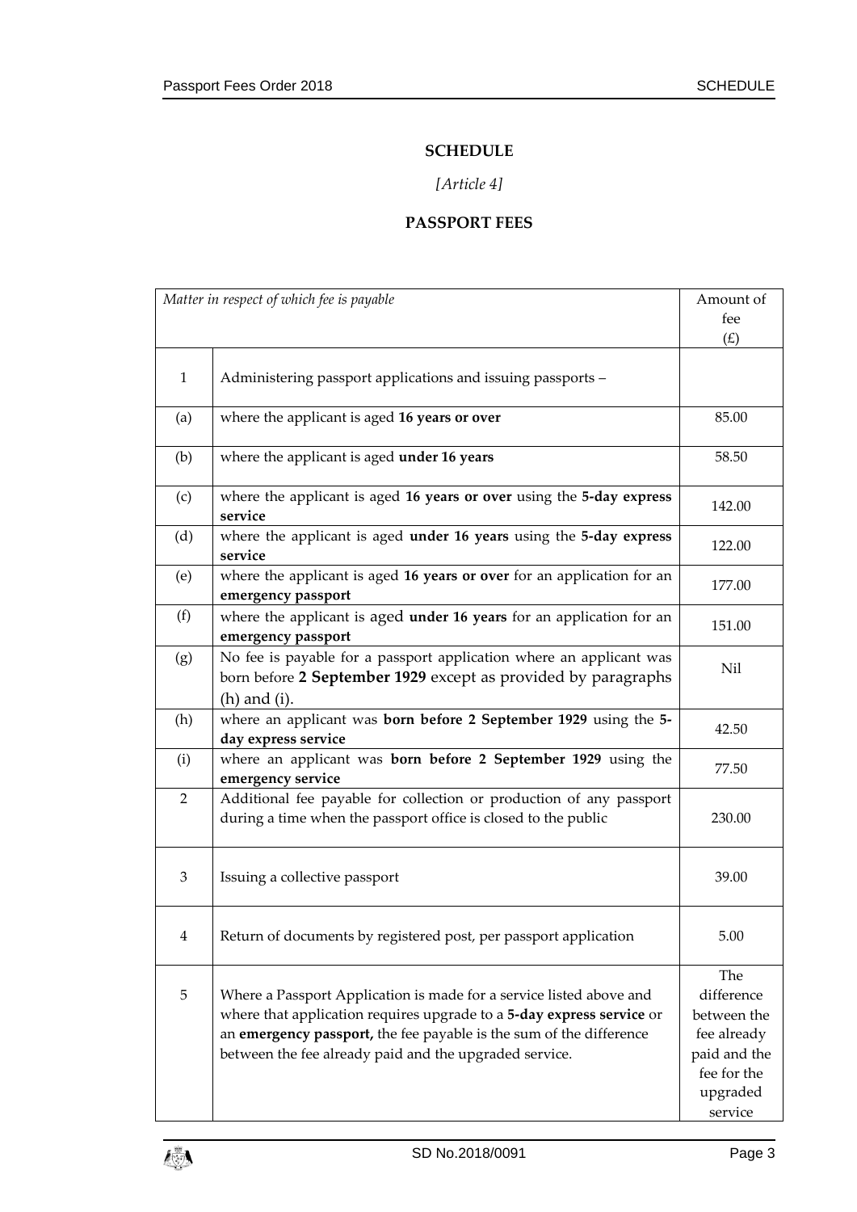# SCHEDULE

*[Article 4]*

## PASSPORT FEES

| *Matter in respect of which fee is payable* | | Amount of fee (£) |
|---|---|---|
| 1 | Administering passport applications and issuing passports – | |
| (a) | where the applicant is aged **16 years or over** | 85.00 |
| (b) | where the applicant is aged **under 16 years** | 58.50 |
| (c) | where the applicant is aged **16 years or over** using the **5-day express service** | 142.00 |
| (d) | where the applicant is aged **under 16 years** using the **5-day express service** | 122.00 |
| (e) | where the applicant is aged **16 years or over** for an application for an **emergency passport** | 177.00 |
| (f) | where the applicant is aged **under 16 years** for an application for an **emergency passport** | 151.00 |
| (g) | No fee is payable for a passport application where an applicant was born before **2 September 1929** except as provided by paragraphs (h) and (i). | Nil |
| (h) | where an applicant was **born before 2 September 1929** using the **5-day express service** | 42.50 |
| (i) | where an applicant was **born before 2 September 1929** using the **emergency service** | 77.50 |
| 2 | Additional fee payable for collection or production of any passport during a time when the passport office is closed to the public | 230.00 |
| 3 | Issuing a collective passport | 39.00 |
| 4 | Return of documents by registered post, per passport application | 5.00 |
| 5 | Where a Passport Application is made for a service listed above and where that application requires upgrade to a **5-day express service** or an **emergency passport,** the fee payable is the sum of the difference between the fee already paid and the upgraded service. | The difference between the fee already paid and the fee for the upgraded service |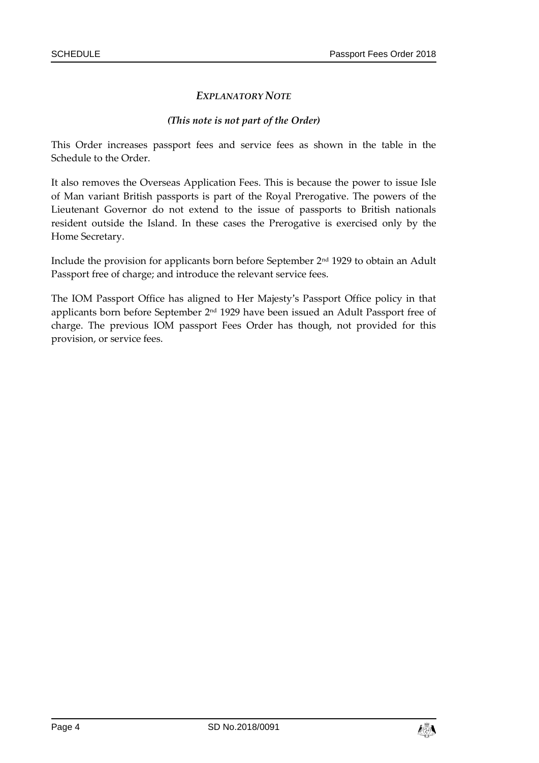## *EXPLANATORY NOTE*

***(This note is not part of the Order)***

This Order increases passport fees and service fees as shown in the table in the Schedule to the Order.

It also removes the Overseas Application Fees. This is because the power to issue Isle of Man variant British passports is part of the Royal Prerogative. The powers of the Lieutenant Governor do not extend to the issue of passports to British nationals resident outside the Island. In these cases the Prerogative is exercised only by the Home Secretary.

Include the provision for applicants born before September 2nd 1929 to obtain an Adult Passport free of charge; and introduce the relevant service fees.

The IOM Passport Office has aligned to Her Majesty's Passport Office policy in that applicants born before September 2nd 1929 have been issued an Adult Passport free of charge. The previous IOM passport Fees Order has though, not provided for this provision, or service fees.